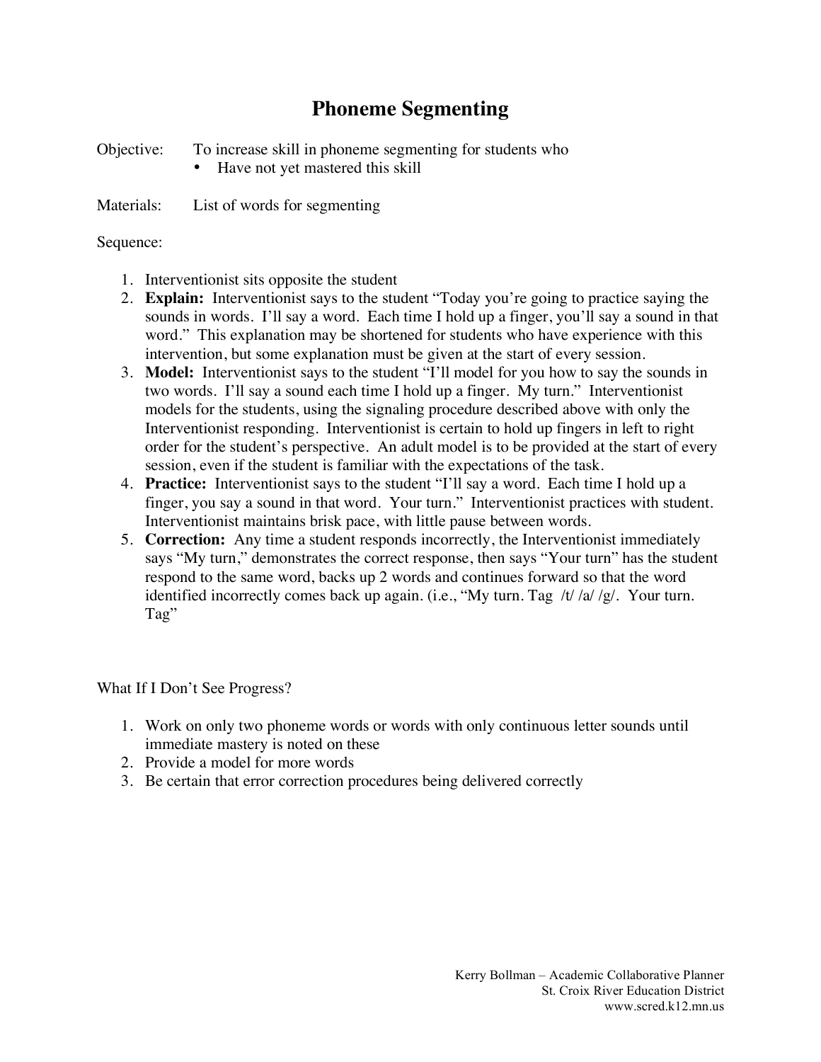# Phoneme Segmenting

Objective: To increase skill in phoneme segmenting for students who

- Have not yet mastered this skill

Materials: List of words for segmenting

Sequence:

1. Interventionist sits opposite the student
2. **Explain:** Interventionist says to the student "Today you're going to practice saying the sounds in words. I'll say a word. Each time I hold up a finger, you'll say a sound in that word." This explanation may be shortened for students who have experience with this intervention, but some explanation must be given at the start of every session.
3. **Model:** Interventionist says to the student "I'll model for you how to say the sounds in two words. I'll say a sound each time I hold up a finger. My turn." Interventionist models for the students, using the signaling procedure described above with only the Interventionist responding. Interventionist is certain to hold up fingers in left to right order for the student's perspective. An adult model is to be provided at the start of every session, even if the student is familiar with the expectations of the task.
4. **Practice:** Interventionist says to the student "I'll say a word. Each time I hold up a finger, you say a sound in that word. Your turn." Interventionist practices with student. Interventionist maintains brisk pace, with little pause between words.
5. **Correction:** Any time a student responds incorrectly, the Interventionist immediately says "My turn," demonstrates the correct response, then says "Your turn" has the student respond to the same word, backs up 2 words and continues forward so that the word identified incorrectly comes back up again. (i.e., "My turn. Tag /t/ /a/ /g/. Your turn. Tag"

What If I Don't See Progress?

1. Work on only two phoneme words or words with only continuous letter sounds until immediate mastery is noted on these
2. Provide a model for more words
3. Be certain that error correction procedures being delivered correctly

Kerry Bollman – Academic Collaborative Planner
St. Croix River Education District
www.scred.k12.mn.us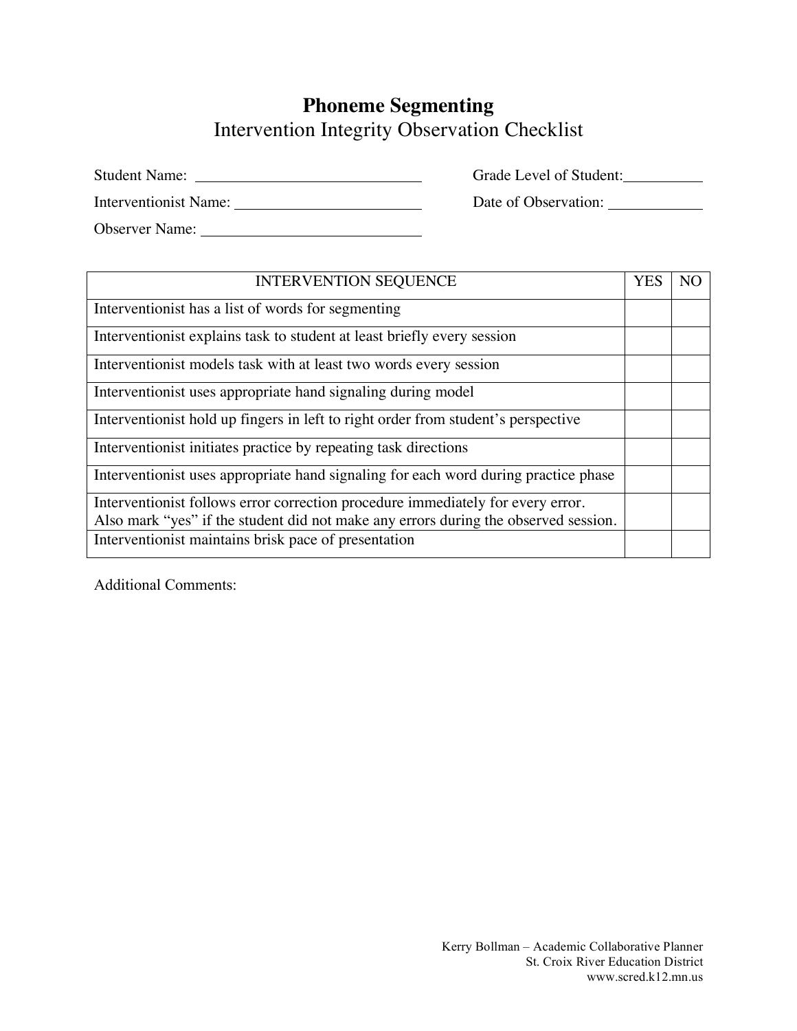# Phoneme Segmenting

## Intervention Integrity Observation Checklist

Student Name: ____________________________ Grade Level of Student: __________

Interventionist Name: ______________________ Date of Observation: ___________

Observer Name: ____________________________

| INTERVENTION SEQUENCE | YES | NO |
|---|---|---|
| Interventionist has a list of words for segmenting | | |
| Interventionist explains task to student at least briefly every session | | |
| Interventionist models task with at least two words every session | | |
| Interventionist uses appropriate hand signaling during model | | |
| Interventionist hold up fingers in left to right order from student's perspective | | |
| Interventionist initiates practice by repeating task directions | | |
| Interventionist uses appropriate hand signaling for each word during practice phase | | |
| Interventionist follows error correction procedure immediately for every error. Also mark "yes" if the student did not make any errors during the observed session. | | |
| Interventionist maintains brisk pace of presentation | | |

Additional Comments:

Kerry Bollman – Academic Collaborative Planner
St. Croix River Education District
www.scred.k12.mn.us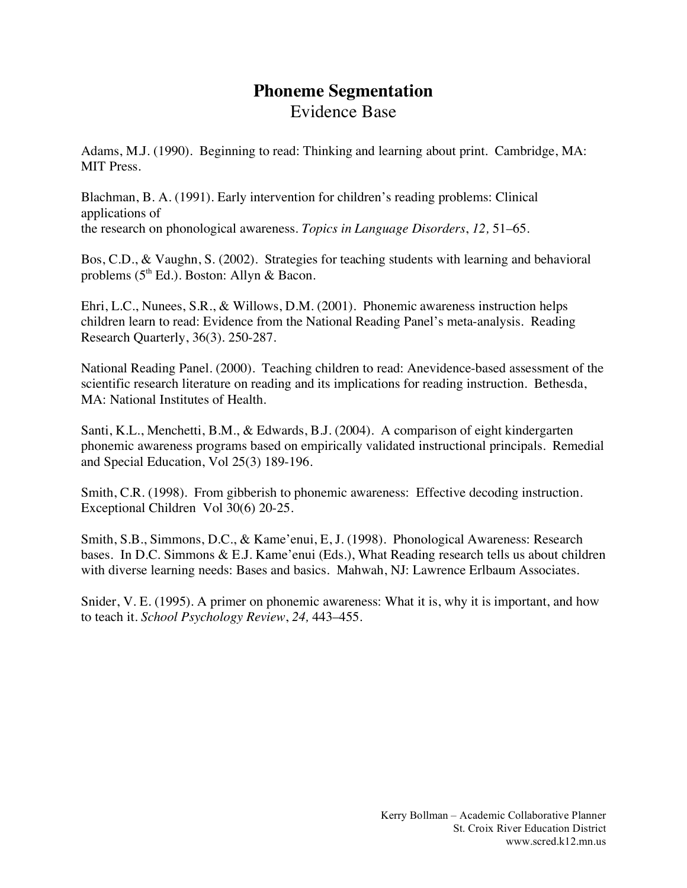# Phoneme Segmentation
## Evidence Base

Adams, M.J. (1990). Beginning to read: Thinking and learning about print. Cambridge, MA: MIT Press.

Blachman, B. A. (1991). Early intervention for children's reading problems: Clinical applications of
the research on phonological awareness. *Topics in Language Disorders*, *12,* 51–65.

Bos, C.D., & Vaughn, S. (2002). Strategies for teaching students with learning and behavioral problems (5th Ed.). Boston: Allyn & Bacon.

Ehri, L.C., Nunees, S.R., & Willows, D.M. (2001). Phonemic awareness instruction helps children learn to read: Evidence from the National Reading Panel's meta-analysis. Reading Research Quarterly, 36(3). 250-287.

National Reading Panel. (2000). Teaching children to read: Anevidence-based assessment of the scientific research literature on reading and its implications for reading instruction. Bethesda, MA: National Institutes of Health.

Santi, K.L., Menchetti, B.M., & Edwards, B.J. (2004). A comparison of eight kindergarten phonemic awareness programs based on empirically validated instructional principals. Remedial and Special Education, Vol 25(3) 189-196.

Smith, C.R. (1998). From gibberish to phonemic awareness: Effective decoding instruction. Exceptional Children Vol 30(6) 20-25.

Smith, S.B., Simmons, D.C., & Kame'enui, E, J. (1998). Phonological Awareness: Research bases. In D.C. Simmons & E.J. Kame'enui (Eds.), What Reading research tells us about children with diverse learning needs: Bases and basics. Mahwah, NJ: Lawrence Erlbaum Associates.

Snider, V. E. (1995). A primer on phonemic awareness: What it is, why it is important, and how to teach it. *School Psychology Review*, *24,* 443–455.

Kerry Bollman – Academic Collaborative Planner
St. Croix River Education District
www.scred.k12.mn.us